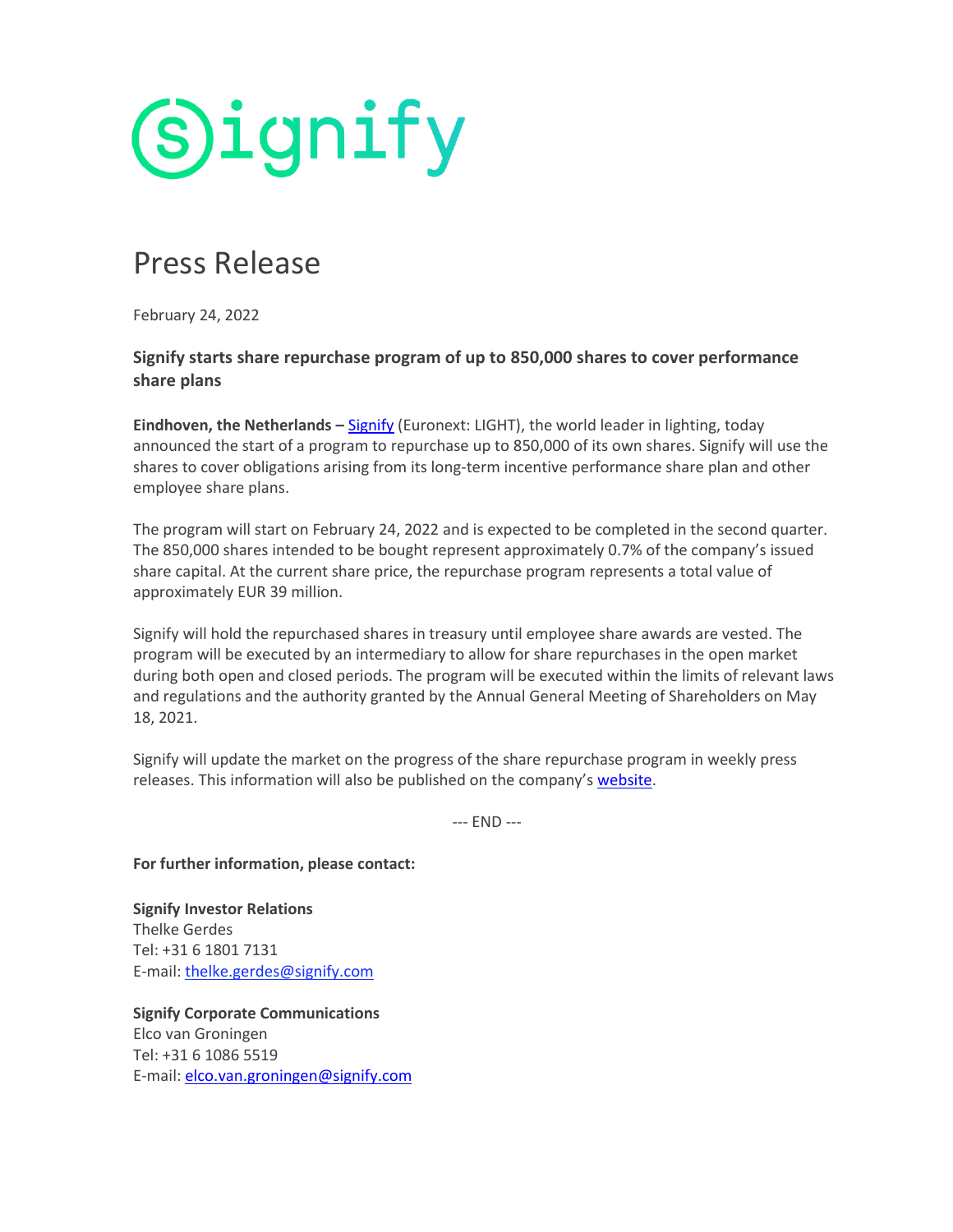signify

# Press Release

February 24, 2022

## Signify starts share repurchase program of up to 850,000 shares to cover performance share plans

**Eindhoven, the Netherlands –** Signify (Euronext: LIGHT), the world leader in lighting, today announced the start of a program to repurchase up to 850,000 of its own shares. Signify will use the shares to cover obligations arising from its long-term incentive performance share plan and other employee share plans.

The program will start on February 24, 2022 and is expected to be completed in the second quarter. The 850,000 shares intended to be bought represent approximately 0.7% of the company's issued share capital. At the current share price, the repurchase program represents a total value of approximately EUR 39 million.

Signify will hold the repurchased shares in treasury until employee share awards are vested. The program will be executed by an intermediary to allow for share repurchases in the open market during both open and closed periods. The program will be executed within the limits of relevant laws and regulations and the authority granted by the Annual General Meeting of Shareholders on May 18, 2021.

Signify will update the market on the progress of the share repurchase program in weekly press releases. This information will also be published on the company's website.

--- END ---

**For further information, please contact:**

**Signify Investor Relations**
Thelke Gerdes
Tel: +31 6 1801 7131
E-mail: thelke.gerdes@signify.com

**Signify Corporate Communications**
Elco van Groningen
Tel: +31 6 1086 5519
E-mail: elco.van.groningen@signify.com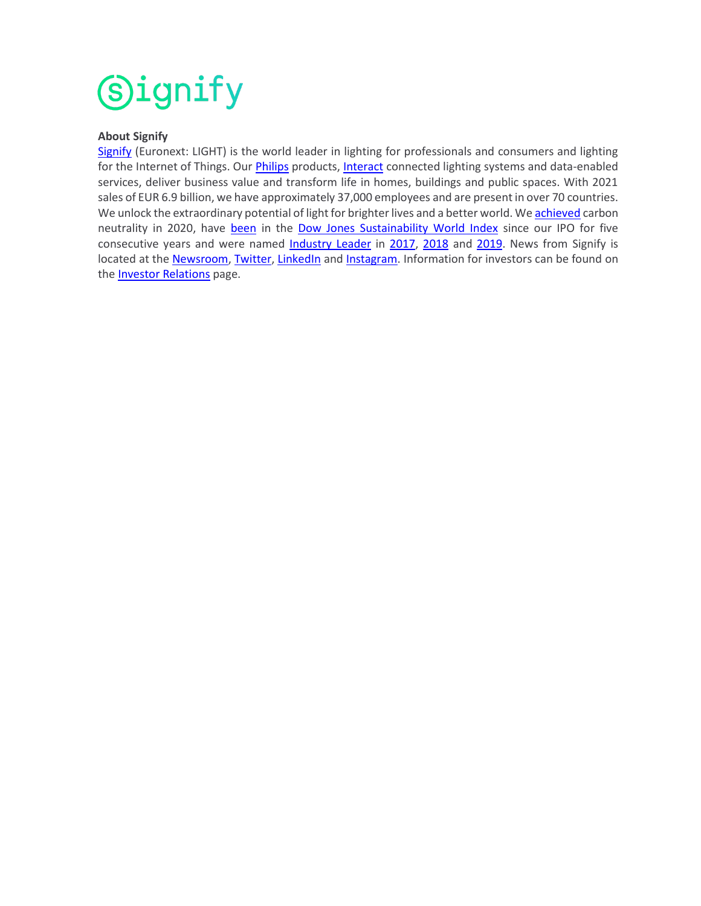**About Signify**

Signify (Euronext: LIGHT) is the world leader in lighting for professionals and consumers and lighting for the Internet of Things. Our Philips products, Interact connected lighting systems and data-enabled services, deliver business value and transform life in homes, buildings and public spaces. With 2021 sales of EUR 6.9 billion, we have approximately 37,000 employees and are present in over 70 countries. We unlock the extraordinary potential of light for brighter lives and a better world. We achieved carbon neutrality in 2020, have been in the Dow Jones Sustainability World Index since our IPO for five consecutive years and were named Industry Leader in 2017, 2018 and 2019. News from Signify is located at the Newsroom, Twitter, LinkedIn and Instagram. Information for investors can be found on the Investor Relations page.